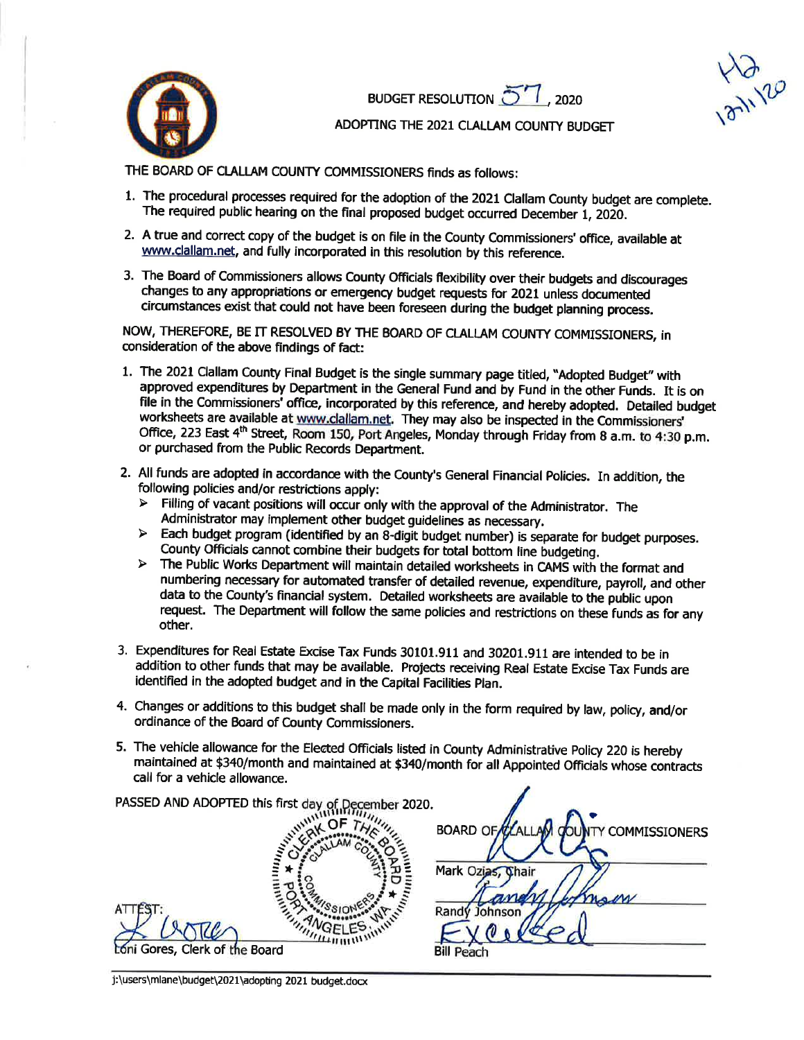# BUDGET RESOLUTION 57, 2020

## ADOPTING THE 2021 CLALLAM COUNTY BUDGET

H2
12/1/20

THE BOARD OF CLALLAM COUNTY COMMISSIONERS finds as follows:

1. The procedural processes required for the adoption of the 2021 Clallam County budget are complete. The required public hearing on the final proposed budget occurred December 1, 2020.
2. A true and correct copy of the budget is on file in the County Commissioners' office, available at www.clallam.net, and fully incorporated in this resolution by this reference.
3. The Board of Commissioners allows County Officials flexibility over their budgets and discourages changes to any appropriations or emergency budget requests for 2021 unless documented circumstances exist that could not have been foreseen during the budget planning process.

NOW, THEREFORE, BE IT RESOLVED BY THE BOARD OF CLALLAM COUNTY COMMISSIONERS, in consideration of the above findings of fact:

1. The 2021 Clallam County Final Budget is the single summary page titled, "Adopted Budget" with approved expenditures by Department in the General Fund and by Fund in the other Funds. It is on file in the Commissioners' office, incorporated by this reference, and hereby adopted. Detailed budget worksheets are available at www.clallam.net. They may also be inspected in the Commissioners' Office, 223 East 4th Street, Room 150, Port Angeles, Monday through Friday from 8 a.m. to 4:30 p.m. or purchased from the Public Records Department.
2. All funds are adopted in accordance with the County's General Financial Policies. In addition, the following policies and/or restrictions apply:
   - Filling of vacant positions will occur only with the approval of the Administrator. The Administrator may implement other budget guidelines as necessary.
   - Each budget program (identified by an 8-digit budget number) is separate for budget purposes. County Officials cannot combine their budgets for total bottom line budgeting.
   - The Public Works Department will maintain detailed worksheets in CAMS with the format and numbering necessary for automated transfer of detailed revenue, expenditure, payroll, and other data to the County's financial system. Detailed worksheets are available to the public upon request. The Department will follow the same policies and restrictions on these funds as for any other.
3. Expenditures for Real Estate Excise Tax Funds 30101.911 and 30201.911 are intended to be in addition to other funds that may be available. Projects receiving Real Estate Excise Tax Funds are identified in the adopted budget and in the Capital Facilities Plan.
4. Changes or additions to this budget shall be made only in the form required by law, policy, and/or ordinance of the Board of County Commissioners.
5. The vehicle allowance for the Elected Officials listed in County Administrative Policy 220 is hereby maintained at $340/month and maintained at $340/month for all Appointed Officials whose contracts call for a vehicle allowance.

PASSED AND ADOPTED this first day of December 2020.

BOARD OF CLALLAM COUNTY COMMISSIONERS

Mark Ozias, Chair

Randy Johnson

Bill Peach

ATTEST:

Loni Gores, Clerk of the Board

j:\users\mlane\budget\2021\adopting 2021 budget.docx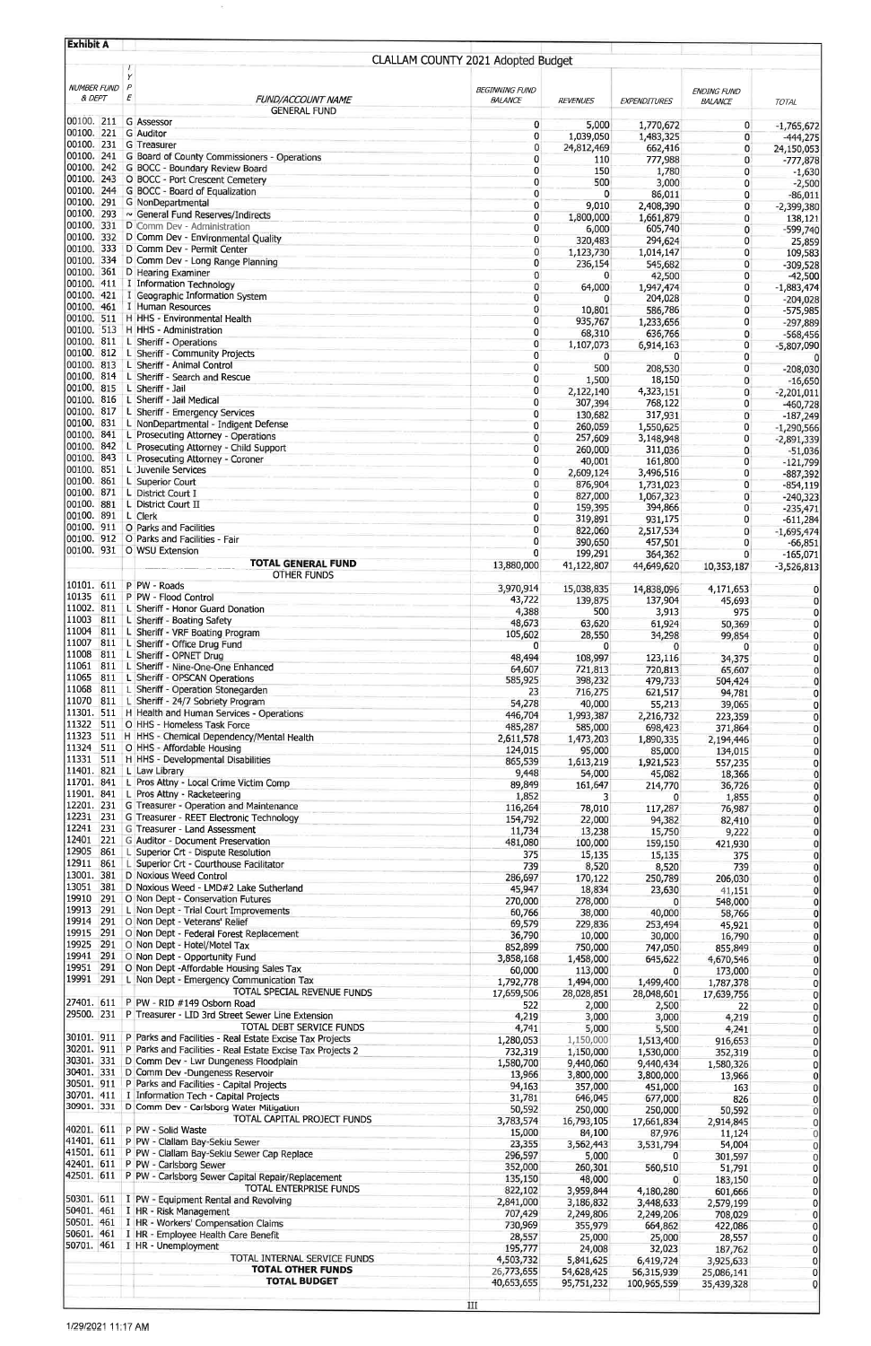**Exhibit A**

## CLALLAM COUNTY 2021 Adopted Budget

| NUMBER FUND & DEPT | TYPE | FUND/ACCOUNT NAME | BEGINNING FUND BALANCE | REVENUES | EXPENDITURES | ENDING FUND BALANCE | TOTAL |
|---|---|---|---|---|---|---|---|
| | | GENERAL FUND | | | | | |
| 00100. 211 | G | Assessor | 0 | 5,000 | 1,770,672 | 0 | -1,765,672 |
| 00100. 221 | G | Auditor | 0 | 1,039,050 | 1,483,325 | 0 | -444,275 |
| 00100. 231 | G | Treasurer | 0 | 24,812,469 | 662,416 | 0 | 24,150,053 |
| 00100. 241 | G | Board of County Commissioners - Operations | 0 | 110 | 777,988 | 0 | -777,878 |
| 00100. 242 | G | BOCC - Boundary Review Board | 0 | 150 | 1,780 | 0 | -1,630 |
| 00100. 243 | O | BOCC - Port Crescent Cemetery | 0 | 500 | 3,000 | 0 | -2,500 |
| 00100. 244 | G | BOCC - Board of Equalization | 0 | 0 | 86,011 | 0 | -86,011 |
| 00100. 291 | G | NonDepartmental | 0 | 9,010 | 2,408,390 | 0 | -2,399,380 |
| 00100. 293 | ~ | General Fund Reserves/Indirects | 0 | 1,800,000 | 1,661,879 | 0 | 138,121 |
| 00100. 331 | D | Comm Dev - Administration | 0 | 6,000 | 605,740 | 0 | -599,740 |
| 00100. 332 | D | Comm Dev - Environmental Quality | 0 | 320,483 | 294,624 | 0 | 25,859 |
| 00100. 333 | D | Comm Dev - Permit Center | 0 | 1,123,730 | 1,014,147 | 0 | 109,583 |
| 00100. 334 | D | Comm Dev - Long Range Planning | 0 | 236,154 | 545,682 | 0 | -309,528 |
| 00100. 361 | D | Hearing Examiner | 0 | 0 | 42,500 | 0 | -42,500 |
| 00100. 411 | I | Information Technology | 0 | 64,000 | 1,947,474 | 0 | -1,883,474 |
| 00100. 421 | I | Geographic Information System | 0 | 0 | 204,028 | 0 | -204,028 |
| 00100. 461 | I | Human Resources | 0 | 10,801 | 586,786 | 0 | -575,985 |
| 00100. 511 | H | HHS - Environmental Health | 0 | 935,767 | 1,233,656 | 0 | -297,889 |
| 00100. 513 | H | HHS - Administration | 0 | 68,310 | 636,766 | 0 | -568,456 |
| 00100. 811 | L | Sheriff - Operations | 0 | 1,107,073 | 6,914,163 | 0 | -5,807,090 |
| 00100. 812 | L | Sheriff - Community Projects | 0 | 0 | 0 | 0 | 0 |
| 00100. 813 | L | Sheriff - Animal Control | 0 | 500 | 208,530 | 0 | -208,030 |
| 00100. 814 | L | Sheriff - Search and Rescue | 0 | 1,500 | 18,150 | 0 | -16,650 |
| 00100. 815 | L | Sheriff - Jail | 0 | 2,122,140 | 4,323,151 | 0 | -2,201,011 |
| 00100. 816 | L | Sheriff - Jail Medical | 0 | 307,394 | 768,122 | 0 | -460,728 |
| 00100. 817 | L | Sheriff - Emergency Services | 0 | 130,682 | 317,931 | 0 | -187,249 |
| 00100. 831 | L | NonDepartmental - Indigent Defense | 0 | 260,059 | 1,550,625 | 0 | -1,290,566 |
| 00100. 841 | L | Prosecuting Attorney - Operations | 0 | 257,609 | 3,148,948 | 0 | -2,891,339 |
| 00100. 842 | L | Prosecuting Attorney - Child Support | 0 | 260,000 | 311,036 | 0 | -51,036 |
| 00100. 843 | L | Prosecuting Attorney - Coroner | 0 | 40,001 | 161,800 | 0 | -121,799 |
| 00100. 851 | L | Juvenile Services | 0 | 2,609,124 | 3,496,516 | 0 | -887,392 |
| 00100. 861 | L | Superior Court | 0 | 876,904 | 1,731,023 | 0 | -854,119 |
| 00100. 871 | L | District Court I | 0 | 827,000 | 1,067,323 | 0 | -240,323 |
| 00100. 881 | L | District Court II | 0 | 159,395 | 394,866 | 0 | -235,471 |
| 00100. 891 | L | Clerk | 0 | 319,891 | 931,175 | 0 | -611,284 |
| 00100. 911 | O | Parks and Facilities | 0 | 822,060 | 2,517,534 | 0 | -1,695,474 |
| 00100. 912 | O | Parks and Facilities - Fair | 0 | 390,650 | 457,501 | 0 | -66,851 |
| 00100. 931 | O | WSU Extension | 0 | 199,291 | 364,362 | 0 | -165,071 |
| | | **TOTAL GENERAL FUND** | 13,880,000 | 41,122,807 | 44,649,620 | 10,353,187 | -3,526,813 |
| | | OTHER FUNDS | | | | | |
| 10101. 611 | P | PW - Roads | 3,970,914 | 15,038,835 | 14,838,096 | 4,171,653 | 0 |
| 10135 611 | P | PW - Flood Control | 43,722 | 139,875 | 137,904 | 45,693 | 0 |
| 11002. 811 | L | Sheriff - Honor Guard Donation | 4,388 | 500 | 3,913 | 975 | 0 |
| 11003 811 | L | Sheriff - Boating Safety | 48,673 | 63,620 | 61,924 | 50,369 | 0 |
| 11004 811 | L | Sheriff - VRF Boating Program | 105,602 | 28,550 | 34,298 | 99,854 | 0 |
| 11007 811 | L | Sheriff - Office Drug Fund | 0 | 0 | 0 | 0 | 0 |
| 11008 811 | L | Sheriff - OPNET Drug | 48,494 | 108,997 | 123,116 | 34,375 | 0 |
| 11061 811 | L | Sheriff - Nine-One-One Enhanced | 64,607 | 721,813 | 720,813 | 65,607 | 0 |
| 11065 811 | L | Sheriff - OPSCAN Operations | 585,925 | 398,232 | 479,733 | 504,424 | 0 |
| 11068 811 | L | Sheriff - Operation Stonegarden | 23 | 716,275 | 621,517 | 94,781 | 0 |
| 11070 811 | L | Sheriff - 24/7 Sobriety Program | 54,278 | 40,000 | 55,213 | 39,065 | 0 |
| 11301. 511 | H | Health and Human Services - Operations | 446,704 | 1,993,387 | 2,216,732 | 223,359 | 0 |
| 11322 511 | O | HHS - Homeless Task Force | 485,287 | 585,000 | 698,423 | 371,864 | 0 |
| 11323 511 | H | HHS - Chemical Dependency/Mental Health | 2,611,578 | 1,473,203 | 1,890,335 | 2,194,446 | 0 |
| 11324 511 | O | HHS - Affordable Housing | 124,015 | 95,000 | 85,000 | 134,015 | 0 |
| 11331 511 | H | HHS - Developmental Disabilities | 865,539 | 1,613,219 | 1,921,523 | 557,235 | 0 |
| 11401. 821 | L | Law Library | 9,448 | 54,000 | 45,082 | 18,366 | 0 |
| 11701. 841 | L | Pros Attny - Local Crime Victim Comp | 89,849 | 161,647 | 214,770 | 36,726 | 0 |
| 11901. 841 | L | Pros Attny - Racketeering | 1,852 | 3 | 0 | 1,855 | 0 |
| 12201. 231 | G | Treasurer - Operation and Maintenance | 116,264 | 78,010 | 117,287 | 76,987 | 0 |
| 12231 231 | G | Treasurer - REET Electronic Technology | 154,792 | 22,000 | 94,382 | 82,410 | 0 |
| 12241 231 | G | Treasurer - Land Assessment | 11,734 | 13,238 | 15,750 | 9,222 | 0 |
| 12401 221 | G | Auditor - Document Preservation | 481,080 | 100,000 | 159,150 | 421,930 | 0 |
| 12905 861 | L | Superior Crt - Dispute Resolution | 375 | 15,135 | 15,135 | 375 | 0 |
| 12911 861 | L | Superior Crt - Courthouse Facilitator | 739 | 8,520 | 8,520 | 739 | 0 |
| 13001. 381 | D | Noxious Weed Control | 286,697 | 170,122 | 250,789 | 206,030 | 0 |
| 13051 381 | D | Noxious Weed - LMD#2 Lake Sutherland | 45,947 | 18,834 | 23,630 | 41,151 | 0 |
| 19910 291 | O | Non Dept - Conservation Futures | 270,000 | 278,000 | 0 | 548,000 | 0 |
| 19913 291 | L | Non Dept - Trial Court Improvements | 60,766 | 38,000 | 40,000 | 58,766 | 0 |
| 19914 291 | O | Non Dept - Veterans' Relief | 69,579 | 229,836 | 253,494 | 45,921 | 0 |
| 19915 291 | O | Non Dept - Federal Forest Replacement | 36,790 | 10,000 | 30,000 | 16,790 | 0 |
| 19925 291 | O | Non Dept - Hotel/Motel Tax | 852,899 | 750,000 | 747,050 | 855,849 | 0 |
| 19941 291 | O | Non Dept - Opportunity Fund | 3,858,168 | 1,458,000 | 645,622 | 4,670,546 | 0 |
| 19951 291 | O | Non Dept -Affordable Housing Sales Tax | 60,000 | 113,000 | 0 | 173,000 | 0 |
| 19991 291 | L | Non Dept - Emergency Communication Tax | 1,792,778 | 1,494,000 | 1,499,400 | 1,787,378 | 0 |
| | | TOTAL SPECIAL REVENUE FUNDS | 17,659,506 | 28,028,851 | 28,048,601 | 17,639,756 | 0 |
| 27401. 611 | P | PW - RID #149 Osborn Road | 522 | 2,000 | 2,500 | 22 | 0 |
| 29500. 231 | P | Treasurer - LID 3rd Street Sewer Line Extension | 4,219 | 3,000 | 3,000 | 4,219 | 0 |
| | | TOTAL DEBT SERVICE FUNDS | 4,741 | 5,000 | 5,500 | 4,241 | 0 |
| 30101. 911 | P | Parks and Facilities - Real Estate Excise Tax Projects | 1,280,053 | 1,150,000 | 1,513,400 | 916,653 | 0 |
| 30201. 911 | P | Parks and Facilities - Real Estate Excise Tax Projects 2 | 732,319 | 1,150,000 | 1,530,000 | 352,319 | 0 |
| 30301. 331 | D | Comm Dev - Lwr Dungeness Floodplain | 1,580,700 | 9,440,060 | 9,440,434 | 1,580,326 | 0 |
| 30401. 331 | D | Comm Dev -Dungeness Reservoir | 13,966 | 3,800,000 | 3,800,000 | 13,966 | 0 |
| 30501. 911 | P | Parks and Facilities - Capital Projects | 94,163 | 357,000 | 451,000 | 163 | 0 |
| 30701. 411 | I | Information Tech - Capital Projects | 31,781 | 646,045 | 677,000 | 826 | 0 |
| 30901. 331 | D | Comm Dev - Carlsborg Water Mitigation | 50,592 | 250,000 | 250,000 | 50,592 | 0 |
| | | TOTAL CAPITAL PROJECT FUNDS | 3,783,574 | 16,793,105 | 17,661,834 | 2,914,845 | 0 |
| 40201. 611 | P | PW - Solid Waste | 15,000 | 84,100 | 87,976 | 11,124 | 0 |
| 41401. 611 | P | PW - Clallam Bay-Sekiu Sewer | 23,355 | 3,562,443 | 3,531,794 | 54,004 | 0 |
| 41501. 611 | P | PW - Clallam Bay-Sekiu Sewer Cap Replace | 296,597 | 5,000 | 0 | 301,597 | 0 |
| 42401. 611 | P | PW - Carlsborg Sewer | 352,000 | 260,301 | 560,510 | 51,791 | 0 |
| 42501. 611 | P | PW - Carlsborg Sewer Capital Repair/Replacement | 135,150 | 48,000 | 0 | 183,150 | 0 |
| | | TOTAL ENTERPRISE FUNDS | 822,102 | 3,959,844 | 4,180,280 | 601,666 | 0 |
| 50301. 611 | I | PW - Equipment Rental and Revolving | 2,841,000 | 3,186,832 | 3,448,633 | 2,579,199 | 0 |
| 50401. 461 | I | HR - Risk Management | 707,429 | 2,249,806 | 2,249,206 | 708,029 | 0 |
| 50501. 461 | I | HR - Workers' Compensation Claims | 730,969 | 355,979 | 664,862 | 422,086 | 0 |
| 50601. 461 | I | HR - Employee Health Care Benefit | 28,557 | 25,000 | 25,000 | 28,557 | 0 |
| 50701. 461 | I | HR - Unemployment | 195,777 | 24,008 | 32,023 | 187,762 | 0 |
| | | TOTAL INTERNAL SERVICE FUNDS | 4,503,732 | 5,841,625 | 6,419,724 | 3,925,633 | 0 |
| | | **TOTAL OTHER FUNDS** | 26,773,655 | 54,628,425 | 56,315,939 | 25,086,141 | 0 |
| | | **TOTAL BUDGET** | 40,653,655 | 95,751,232 | 100,965,559 | 35,439,328 | 0 |

1/29/2021 11:17 AM